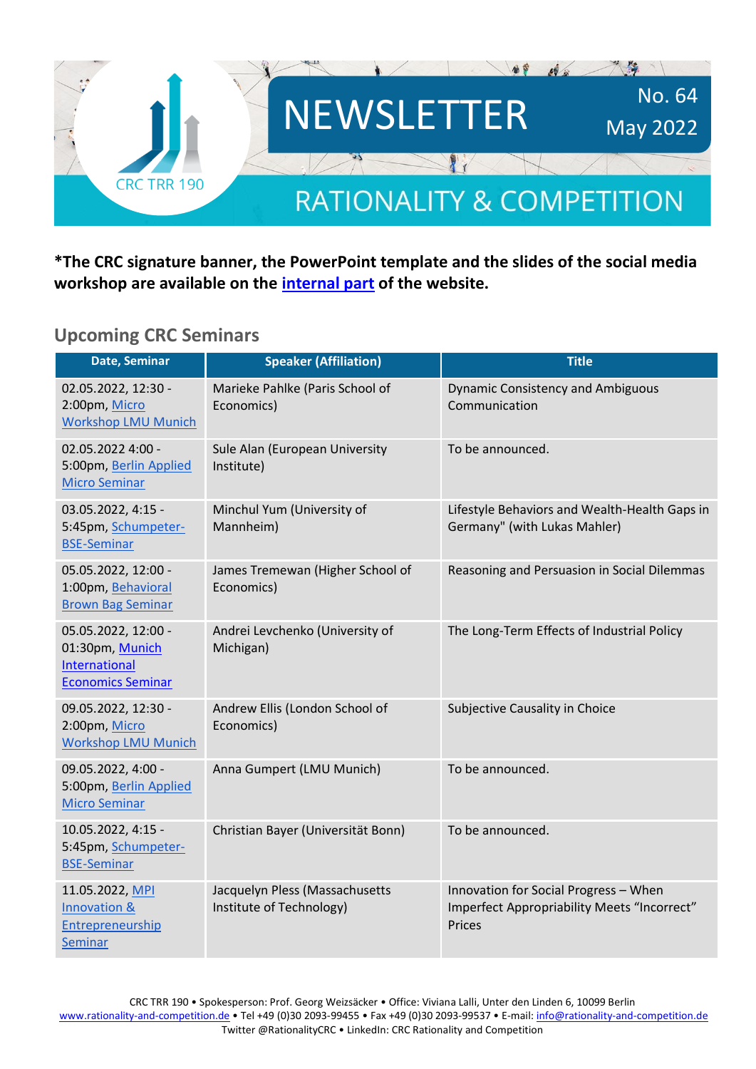# NEWSLETTER

No. 64
May 2022

CRC TRR 190

## RATIONALITY & COMPETITION

**\*The CRC signature banner, the PowerPoint template and the slides of the social media workshop are available on the internal part of the website.**

## Upcoming CRC Seminars

| Date, Seminar | Speaker (Affiliation) | Title |
|---|---|---|
| 02.05.2022, 12:30 - 2:00pm, Micro Workshop LMU Munich | Marieke Pahlke (Paris School of Economics) | Dynamic Consistency and Ambiguous Communication |
| 02.05.2022 4:00 - 5:00pm, Berlin Applied Micro Seminar | Sule Alan (European University Institute) | To be announced. |
| 03.05.2022, 4:15 - 5:45pm, Schumpeter-BSE-Seminar | Minchul Yum (University of Mannheim) | Lifestyle Behaviors and Wealth-Health Gaps in Germany" (with Lukas Mahler) |
| 05.05.2022, 12:00 - 1:00pm, Behavioral Brown Bag Seminar | James Tremewan (Higher School of Economics) | Reasoning and Persuasion in Social Dilemmas |
| 05.05.2022, 12:00 - 01:30pm, Munich International Economics Seminar | Andrei Levchenko (University of Michigan) | The Long-Term Effects of Industrial Policy |
| 09.05.2022, 12:30 - 2:00pm, Micro Workshop LMU Munich | Andrew Ellis (London School of Economics) | Subjective Causality in Choice |
| 09.05.2022, 4:00 - 5:00pm, Berlin Applied Micro Seminar | Anna Gumpert (LMU Munich) | To be announced. |
| 10.05.2022, 4:15 - 5:45pm, Schumpeter-BSE-Seminar | Christian Bayer (Universität Bonn) | To be announced. |
| 11.05.2022, MPI Innovation & Entrepreneurship Seminar | Jacquelyn Pless (Massachusetts Institute of Technology) | Innovation for Social Progress – When Imperfect Appropriability Meets "Incorrect" Prices |

CRC TRR 190 • Spokesperson: Prof. Georg Weizsäcker • Office: Viviana Lalli, Unter den Linden 6, 10099 Berlin
www.rationality-and-competition.de • Tel +49 (0)30 2093-99455 • Fax +49 (0)30 2093-99537 • E-mail: info@rationality-and-competition.de
Twitter @RationalityCRC • LinkedIn: CRC Rationality and Competition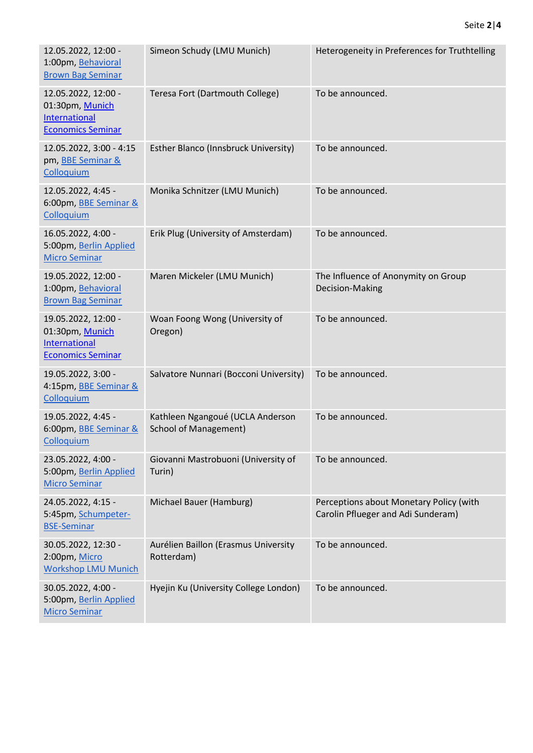| | | |
|---|---|---|
| 12.05.2022, 12:00 - 1:00pm, Behavioral Brown Bag Seminar | Simeon Schudy (LMU Munich) | Heterogeneity in Preferences for Truthtelling |
| 12.05.2022, 12:00 - 01:30pm, Munich International Economics Seminar | Teresa Fort (Dartmouth College) | To be announced. |
| 12.05.2022, 3:00 - 4:15 pm, BBE Seminar & Colloquium | Esther Blanco (Innsbruck University) | To be announced. |
| 12.05.2022, 4:45 - 6:00pm, BBE Seminar & Colloquium | Monika Schnitzer (LMU Munich) | To be announced. |
| 16.05.2022, 4:00 - 5:00pm, Berlin Applied Micro Seminar | Erik Plug (University of Amsterdam) | To be announced. |
| 19.05.2022, 12:00 - 1:00pm, Behavioral Brown Bag Seminar | Maren Mickeler (LMU Munich) | The Influence of Anonymity on Group Decision-Making |
| 19.05.2022, 12:00 - 01:30pm, Munich International Economics Seminar | Woan Foong Wong (University of Oregon) | To be announced. |
| 19.05.2022, 3:00 - 4:15pm, BBE Seminar & Colloquium | Salvatore Nunnari (Bocconi University) | To be announced. |
| 19.05.2022, 4:45 - 6:00pm, BBE Seminar & Colloquium | Kathleen Ngangoué (UCLA Anderson School of Management) | To be announced. |
| 23.05.2022, 4:00 - 5:00pm, Berlin Applied Micro Seminar | Giovanni Mastrobuoni (University of Turin) | To be announced. |
| 24.05.2022, 4:15 - 5:45pm, Schumpeter-BSE-Seminar | Michael Bauer (Hamburg) | Perceptions about Monetary Policy (with Carolin Pflueger and Adi Sunderam) |
| 30.05.2022, 12:30 - 2:00pm, Micro Workshop LMU Munich | Aurélien Baillon (Erasmus University Rotterdam) | To be announced. |
| 30.05.2022, 4:00 - 5:00pm, Berlin Applied Micro Seminar | Hyejin Ku (University College London) | To be announced. |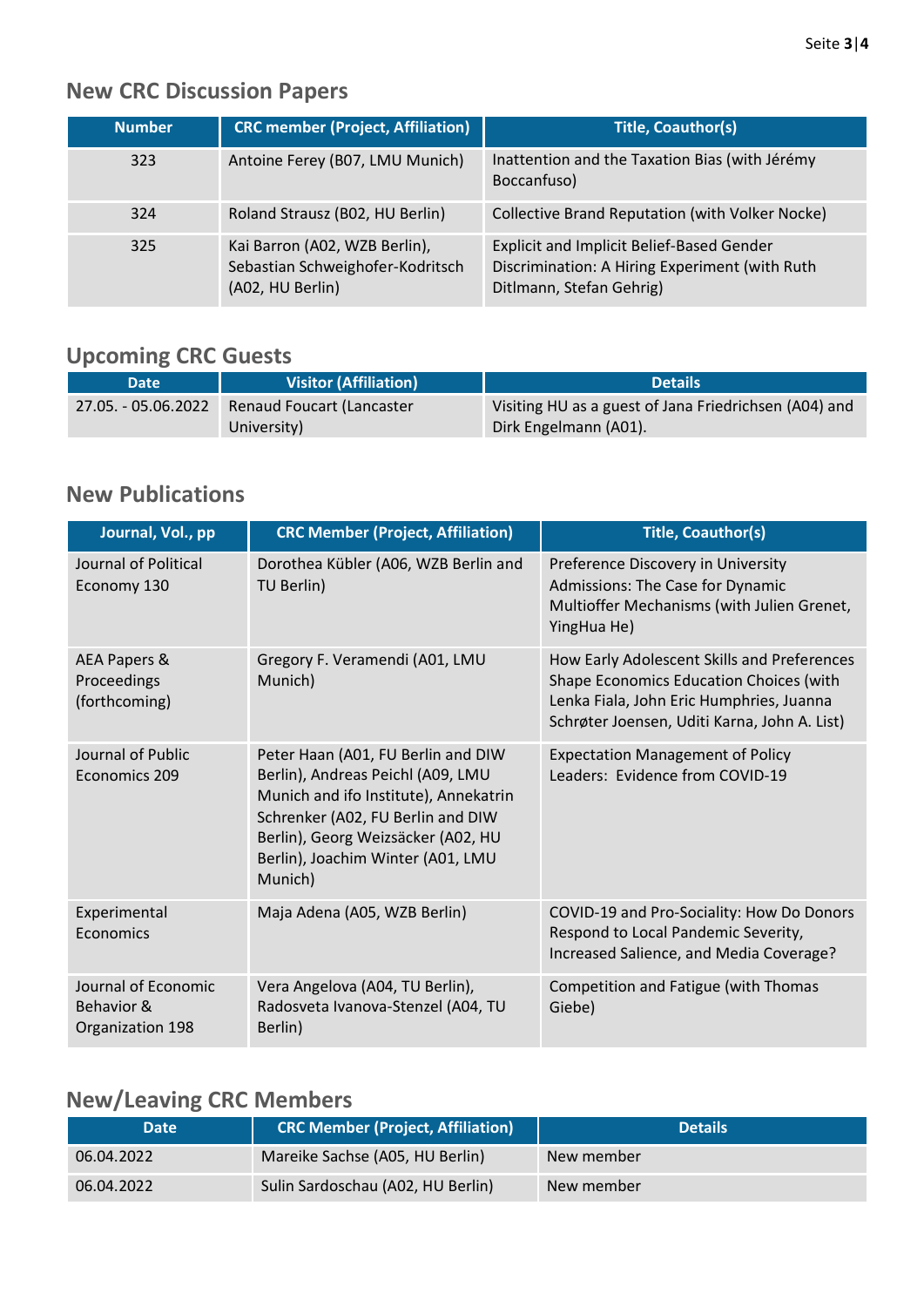## New CRC Discussion Papers

| Number | CRC member (Project, Affiliation) | Title, Coauthor(s) |
|---|---|---|
| 323 | Antoine Ferey (B07, LMU Munich) | Inattention and the Taxation Bias (with Jérémy Boccanfuso) |
| 324 | Roland Strausz (B02, HU Berlin) | Collective Brand Reputation (with Volker Nocke) |
| 325 | Kai Barron (A02, WZB Berlin), Sebastian Schweighofer-Kodritsch (A02, HU Berlin) | Explicit and Implicit Belief-Based Gender Discrimination: A Hiring Experiment (with Ruth Ditlmann, Stefan Gehrig) |

## Upcoming CRC Guests

| Date | Visitor (Affiliation) | Details |
|---|---|---|
| 27.05. - 05.06.2022 | Renaud Foucart (Lancaster University) | Visiting HU as a guest of Jana Friedrichsen (A04) and Dirk Engelmann (A01). |

## New Publications

| Journal, Vol., pp | CRC Member (Project, Affiliation) | Title, Coauthor(s) |
|---|---|---|
| Journal of Political Economy 130 | Dorothea Kübler (A06, WZB Berlin and TU Berlin) | Preference Discovery in University Admissions: The Case for Dynamic Multioffer Mechanisms (with Julien Grenet, YingHua He) |
| AEA Papers & Proceedings (forthcoming) | Gregory F. Veramendi (A01, LMU Munich) | How Early Adolescent Skills and Preferences Shape Economics Education Choices (with Lenka Fiala, John Eric Humphries, Juanna Schrøter Joensen, Uditi Karna, John A. List) |
| Journal of Public Economics 209 | Peter Haan (A01, FU Berlin and DIW Berlin), Andreas Peichl (A09, LMU Munich and ifo Institute), Annekatrin Schrenker (A02, FU Berlin and DIW Berlin), Georg Weizsäcker (A02, HU Berlin), Joachim Winter (A01, LMU Munich) | Expectation Management of Policy Leaders: Evidence from COVID-19 |
| Experimental Economics | Maja Adena (A05, WZB Berlin) | COVID-19 and Pro-Sociality: How Do Donors Respond to Local Pandemic Severity, Increased Salience, and Media Coverage? |
| Journal of Economic Behavior & Organization 198 | Vera Angelova (A04, TU Berlin), Radosveta Ivanova-Stenzel (A04, TU Berlin) | Competition and Fatigue (with Thomas Giebe) |

## New/Leaving CRC Members

| Date | CRC Member (Project, Affiliation) | Details |
|---|---|---|
| 06.04.2022 | Mareike Sachse (A05, HU Berlin) | New member |
| 06.04.2022 | Sulin Sardoschau (A02, HU Berlin) | New member |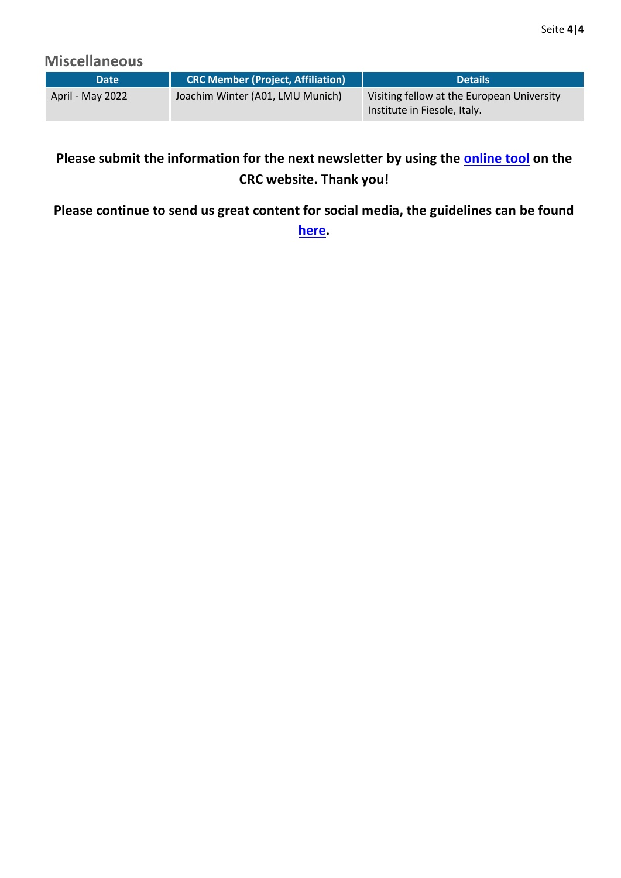## Miscellaneous

| Date | CRC Member (Project, Affiliation) | Details |
|---|---|---|
| April - May 2022 | Joachim Winter (A01, LMU Munich) | Visiting fellow at the European University Institute in Fiesole, Italy. |

**Please submit the information for the next newsletter by using the online tool on the CRC website. Thank you!**

**Please continue to send us great content for social media, the guidelines can be found here.**